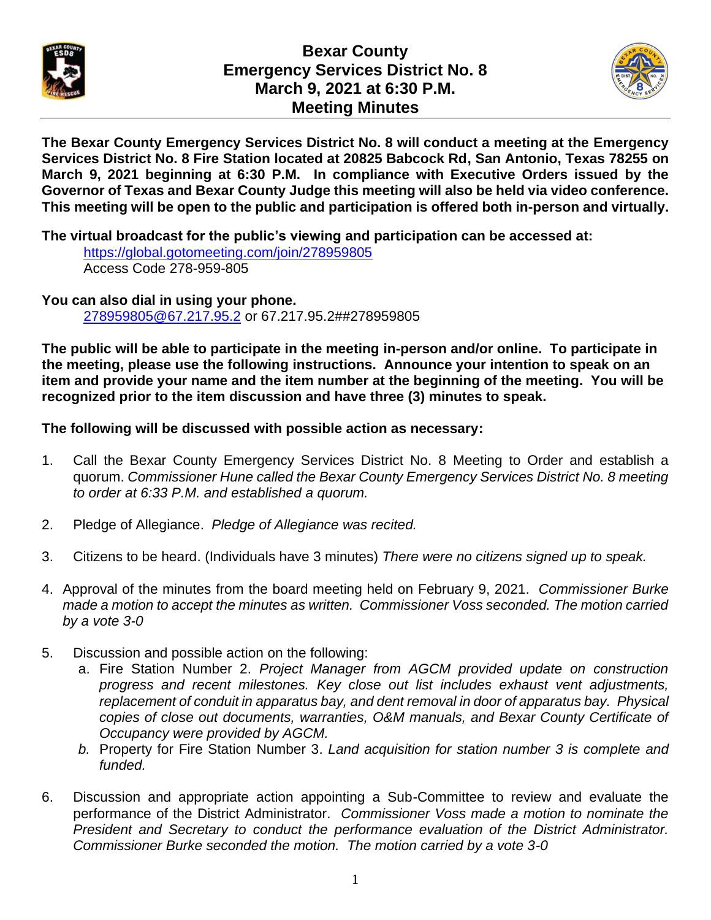# Bexar County
# Emergency Services District No. 8
# March 9, 2021 at 6:30 P.M.
# Meeting Minutes

**The Bexar County Emergency Services District No. 8 will conduct a meeting at the Emergency Services District No. 8 Fire Station located at 20825 Babcock Rd, San Antonio, Texas 78255 on March 9, 2021 beginning at 6:30 P.M. In compliance with Executive Orders issued by the Governor of Texas and Bexar County Judge this meeting will also be held via video conference. This meeting will be open to the public and participation is offered both in-person and virtually.**

**The virtual broadcast for the public's viewing and participation can be accessed at:**

https://global.gotomeeting.com/join/278959805
Access Code 278-959-805

**You can also dial in using your phone.**

278959805@67.217.95.2 or 67.217.95.2##278959805

**The public will be able to participate in the meeting in-person and/or online. To participate in the meeting, please use the following instructions. Announce your intention to speak on an item and provide your name and the item number at the beginning of the meeting. You will be recognized prior to the item discussion and have three (3) minutes to speak.**

**The following will be discussed with possible action as necessary:**

1. Call the Bexar County Emergency Services District No. 8 Meeting to Order and establish a quorum. *Commissioner Hune called the Bexar County Emergency Services District No. 8 meeting to order at 6:33 P.M. and established a quorum.*

2. Pledge of Allegiance. *Pledge of Allegiance was recited.*

3. Citizens to be heard. (Individuals have 3 minutes) *There were no citizens signed up to speak.*

4. Approval of the minutes from the board meeting held on February 9, 2021. *Commissioner Burke made a motion to accept the minutes as written. Commissioner Voss seconded. The motion carried by a vote 3-0*

5. Discussion and possible action on the following:
   a. Fire Station Number 2. *Project Manager from AGCM provided update on construction progress and recent milestones. Key close out list includes exhaust vent adjustments, replacement of conduit in apparatus bay, and dent removal in door of apparatus bay. Physical copies of close out documents, warranties, O&M manuals, and Bexar County Certificate of Occupancy were provided by AGCM.*
   *b.* Property for Fire Station Number 3. *Land acquisition for station number 3 is complete and funded.*

6. Discussion and appropriate action appointing a Sub-Committee to review and evaluate the performance of the District Administrator. *Commissioner Voss made a motion to nominate the President and Secretary to conduct the performance evaluation of the District Administrator. Commissioner Burke seconded the motion. The motion carried by a vote 3-0*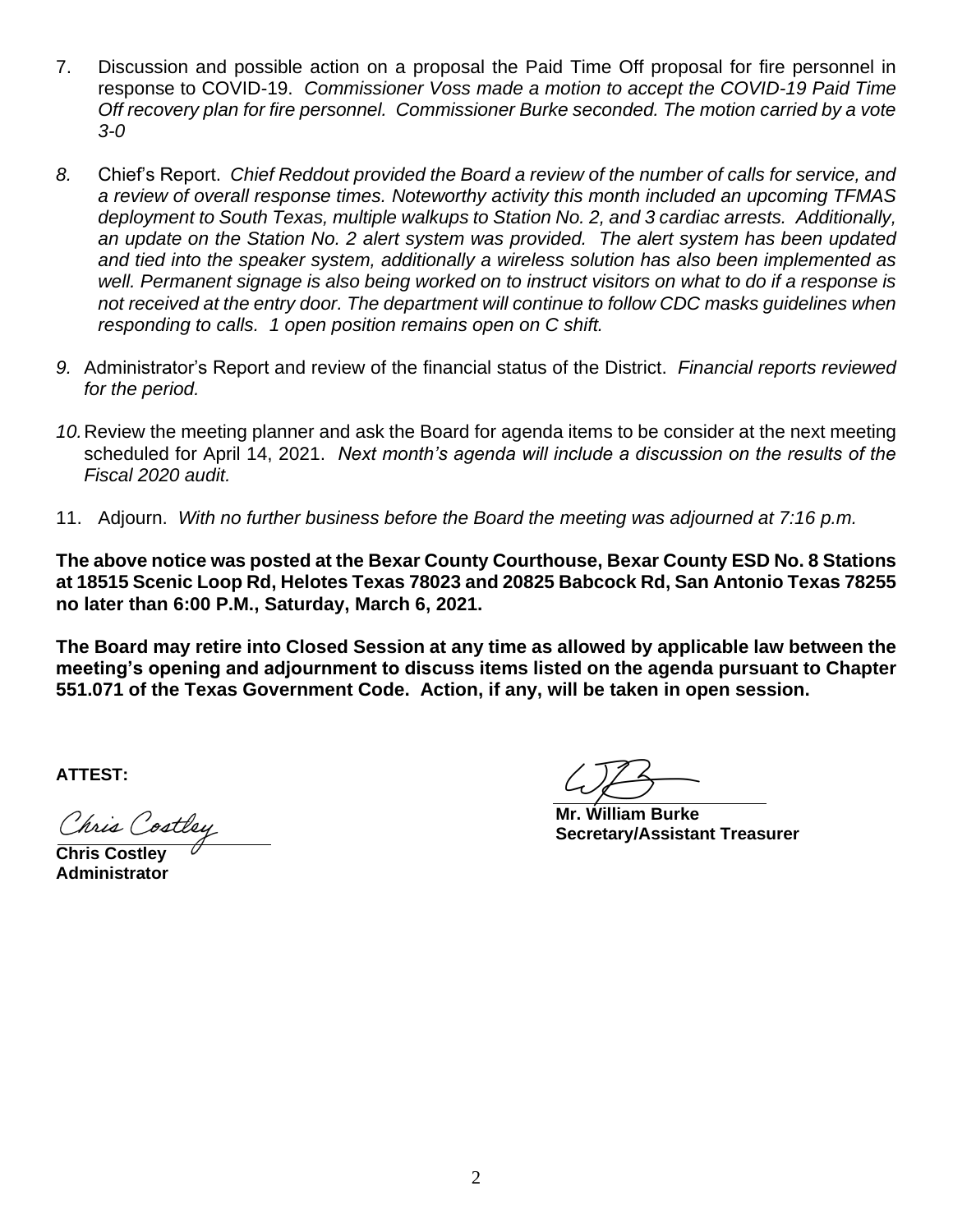7. Discussion and possible action on a proposal the Paid Time Off proposal for fire personnel in response to COVID-19. *Commissioner Voss made a motion to accept the COVID-19 Paid Time Off recovery plan for fire personnel. Commissioner Burke seconded. The motion carried by a vote 3-0*

8. Chief's Report. *Chief Reddout provided the Board a review of the number of calls for service, and a review of overall response times. Noteworthy activity this month included an upcoming TFMAS deployment to South Texas, multiple walkups to Station No. 2, and 3 cardiac arrests. Additionally, an update on the Station No. 2 alert system was provided. The alert system has been updated and tied into the speaker system, additionally a wireless solution has also been implemented as well. Permanent signage is also being worked on to instruct visitors on what to do if a response is not received at the entry door. The department will continue to follow CDC masks guidelines when responding to calls. 1 open position remains open on C shift.*

9. Administrator's Report and review of the financial status of the District. *Financial reports reviewed for the period.*

10. Review the meeting planner and ask the Board for agenda items to be consider at the next meeting scheduled for April 14, 2021. *Next month's agenda will include a discussion on the results of the Fiscal 2020 audit.*

11. Adjourn. *With no further business before the Board the meeting was adjourned at 7:16 p.m.*

**The above notice was posted at the Bexar County Courthouse, Bexar County ESD No. 8 Stations at 18515 Scenic Loop Rd, Helotes Texas 78023 and 20825 Babcock Rd, San Antonio Texas 78255 no later than 6:00 P.M., Saturday, March 6, 2021.**

**The Board may retire into Closed Session at any time as allowed by applicable law between the meeting's opening and adjournment to discuss items listed on the agenda pursuant to Chapter 551.071 of the Texas Government Code. Action, if any, will be taken in open session.**

**ATTEST:**

Chris Costley

**Chris Costley**
**Administrator**

**Mr. William Burke**
**Secretary/Assistant Treasurer**